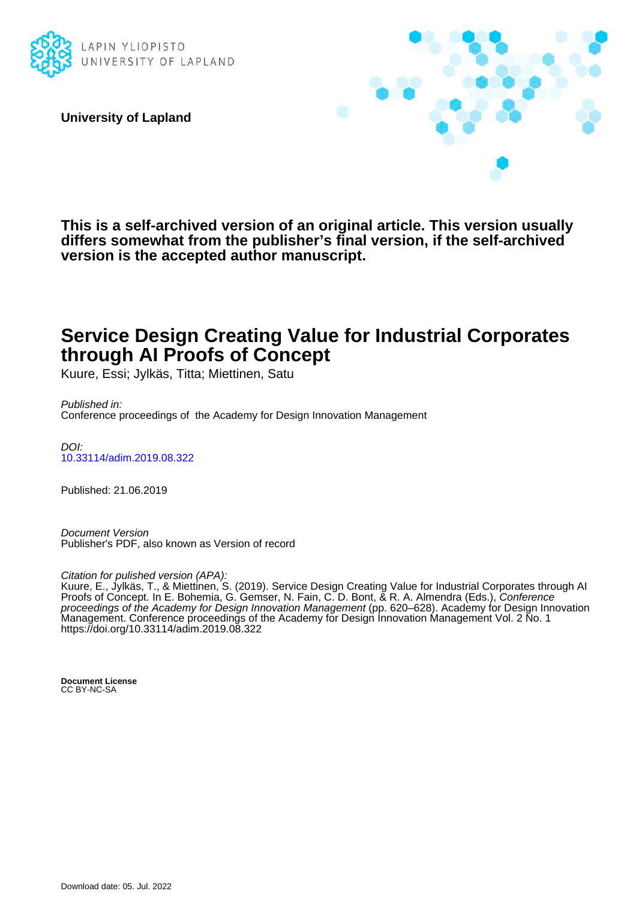LAPIN YLIOPISTO
UNIVERSITY OF LAPLAND

**University of Lapland**

**This is a self-archived version of an original article. This version usually differs somewhat from the publisher's final version, if the self-archived version is the accepted author manuscript.**

# Service Design Creating Value for Industrial Corporates through AI Proofs of Concept

Kuure, Essi; Jylkäs, Titta; Miettinen, Satu

*Published in:*
Conference proceedings of the Academy for Design Innovation Management

*DOI:*
10.33114/adim.2019.08.322

Published: 21.06.2019

*Document Version*
Publisher's PDF, also known as Version of record

*Citation for pulished version (APA):*
Kuure, E., Jylkäs, T., & Miettinen, S. (2019). Service Design Creating Value for Industrial Corporates through AI Proofs of Concept. In E. Bohemia, G. Gemser, N. Fain, C. D. Bont, & R. A. Almendra (Eds.), *Conference proceedings of the Academy for Design Innovation Management* (pp. 620–628). Academy for Design Innovation Management. Conference proceedings of the Academy for Design Innovation Management Vol. 2 No. 1 https://doi.org/10.33114/adim.2019.08.322

**Document License**
CC BY-NC-SA

Download date: 05. Jul. 2022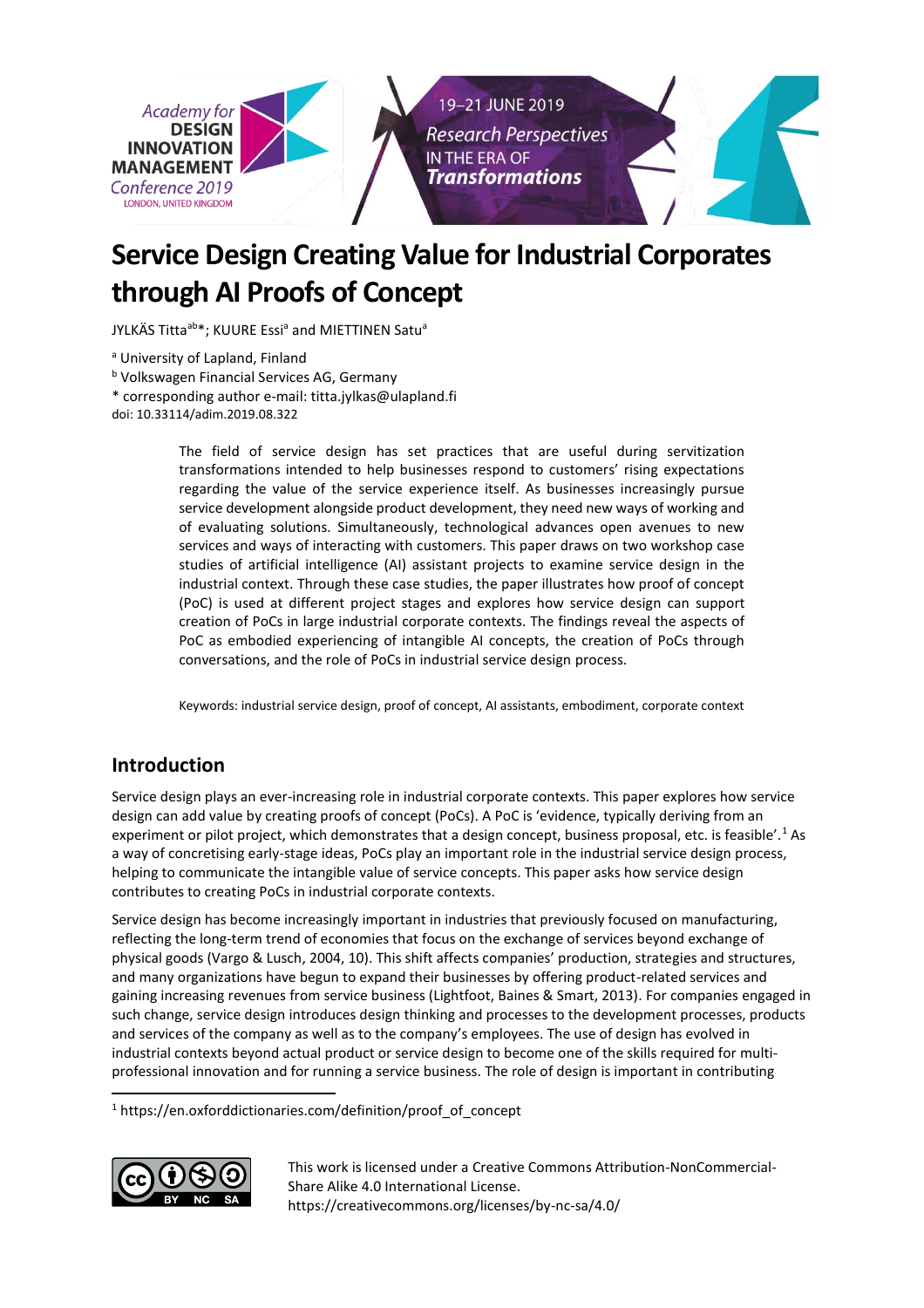# Service Design Creating Value for Industrial Corporates through AI Proofs of Concept

JYLKÄS Titta[ab]*; KUURE Essi[a] and MIETTINEN Satu[a]

[a] University of Lapland, Finland

[b] Volkswagen Financial Services AG, Germany

\* corresponding author e-mail: titta.jylkas@ulapland.fi

doi: 10.33114/adim.2019.08.322

The field of service design has set practices that are useful during servitization transformations intended to help businesses respond to customers' rising expectations regarding the value of the service experience itself. As businesses increasingly pursue service development alongside product development, they need new ways of working and of evaluating solutions. Simultaneously, technological advances open avenues to new services and ways of interacting with customers. This paper draws on two workshop case studies of artificial intelligence (AI) assistant projects to examine service design in the industrial context. Through these case studies, the paper illustrates how proof of concept (PoC) is used at different project stages and explores how service design can support creation of PoCs in large industrial corporate contexts. The findings reveal the aspects of PoC as embodied experiencing of intangible AI concepts, the creation of PoCs through conversations, and the role of PoCs in industrial service design process.

Keywords: industrial service design, proof of concept, AI assistants, embodiment, corporate context

## Introduction

Service design plays an ever-increasing role in industrial corporate contexts. This paper explores how service design can add value by creating proofs of concept (PoCs). A PoC is 'evidence, typically deriving from an experiment or pilot project, which demonstrates that a design concept, business proposal, etc. is feasible'.[1] As a way of concretising early-stage ideas, PoCs play an important role in the industrial service design process, helping to communicate the intangible value of service concepts. This paper asks how service design contributes to creating PoCs in industrial corporate contexts.

Service design has become increasingly important in industries that previously focused on manufacturing, reflecting the long-term trend of economies that focus on the exchange of services beyond exchange of physical goods (Vargo & Lusch, 2004, 10). This shift affects companies' production, strategies and structures, and many organizations have begun to expand their businesses by offering product-related services and gaining increasing revenues from service business (Lightfoot, Baines & Smart, 2013). For companies engaged in such change, service design introduces design thinking and processes to the development processes, products and services of the company as well as to the company's employees. The use of design has evolved in industrial contexts beyond actual product or service design to become one of the skills required for multi-professional innovation and for running a service business. The role of design is important in contributing

[1] https://en.oxforddictionaries.com/definition/proof_of_concept

This work is licensed under a Creative Commons Attribution-NonCommercial-Share Alike 4.0 International License.
https://creativecommons.org/licenses/by-nc-sa/4.0/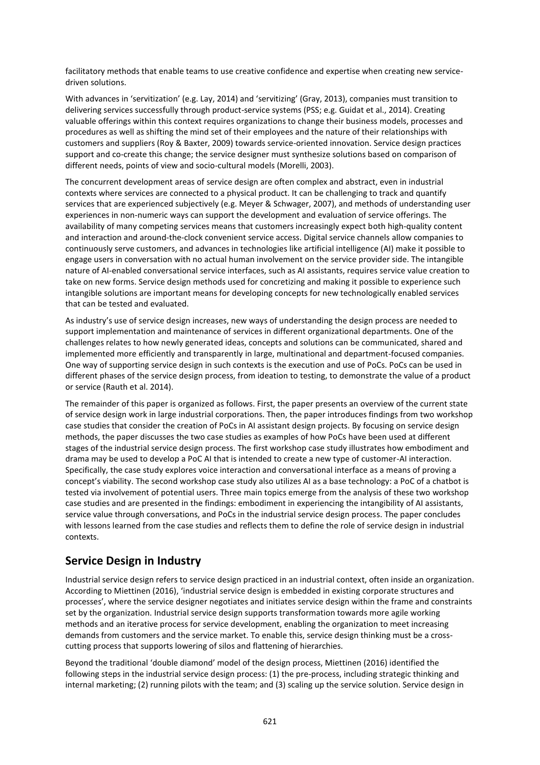facilitatory methods that enable teams to use creative confidence and expertise when creating new service-driven solutions.

With advances in 'servitization' (e.g. Lay, 2014) and 'servitizing' (Gray, 2013), companies must transition to delivering services successfully through product-service systems (PSS; e.g. Guidat et al., 2014). Creating valuable offerings within this context requires organizations to change their business models, processes and procedures as well as shifting the mind set of their employees and the nature of their relationships with customers and suppliers (Roy & Baxter, 2009) towards service-oriented innovation. Service design practices support and co-create this change; the service designer must synthesize solutions based on comparison of different needs, points of view and socio-cultural models (Morelli, 2003).

The concurrent development areas of service design are often complex and abstract, even in industrial contexts where services are connected to a physical product. It can be challenging to track and quantify services that are experienced subjectively (e.g. Meyer & Schwager, 2007), and methods of understanding user experiences in non-numeric ways can support the development and evaluation of service offerings. The availability of many competing services means that customers increasingly expect both high-quality content and interaction and around-the-clock convenient service access. Digital service channels allow companies to continuously serve customers, and advances in technologies like artificial intelligence (AI) make it possible to engage users in conversation with no actual human involvement on the service provider side. The intangible nature of AI-enabled conversational service interfaces, such as AI assistants, requires service value creation to take on new forms. Service design methods used for concretizing and making it possible to experience such intangible solutions are important means for developing concepts for new technologically enabled services that can be tested and evaluated.

As industry's use of service design increases, new ways of understanding the design process are needed to support implementation and maintenance of services in different organizational departments. One of the challenges relates to how newly generated ideas, concepts and solutions can be communicated, shared and implemented more efficiently and transparently in large, multinational and department-focused companies. One way of supporting service design in such contexts is the execution and use of PoCs. PoCs can be used in different phases of the service design process, from ideation to testing, to demonstrate the value of a product or service (Rauth et al. 2014).

The remainder of this paper is organized as follows. First, the paper presents an overview of the current state of service design work in large industrial corporations. Then, the paper introduces findings from two workshop case studies that consider the creation of PoCs in AI assistant design projects. By focusing on service design methods, the paper discusses the two case studies as examples of how PoCs have been used at different stages of the industrial service design process. The first workshop case study illustrates how embodiment and drama may be used to develop a PoC AI that is intended to create a new type of customer-AI interaction. Specifically, the case study explores voice interaction and conversational interface as a means of proving a concept's viability. The second workshop case study also utilizes AI as a base technology: a PoC of a chatbot is tested via involvement of potential users. Three main topics emerge from the analysis of these two workshop case studies and are presented in the findings: embodiment in experiencing the intangibility of AI assistants, service value through conversations, and PoCs in the industrial service design process. The paper concludes with lessons learned from the case studies and reflects them to define the role of service design in industrial contexts.

## Service Design in Industry

Industrial service design refers to service design practiced in an industrial context, often inside an organization. According to Miettinen (2016), 'industrial service design is embedded in existing corporate structures and processes', where the service designer negotiates and initiates service design within the frame and constraints set by the organization. Industrial service design supports transformation towards more agile working methods and an iterative process for service development, enabling the organization to meet increasing demands from customers and the service market. To enable this, service design thinking must be a cross-cutting process that supports lowering of silos and flattening of hierarchies.

Beyond the traditional 'double diamond' model of the design process, Miettinen (2016) identified the following steps in the industrial service design process: (1) the pre-process, including strategic thinking and internal marketing; (2) running pilots with the team; and (3) scaling up the service solution. Service design in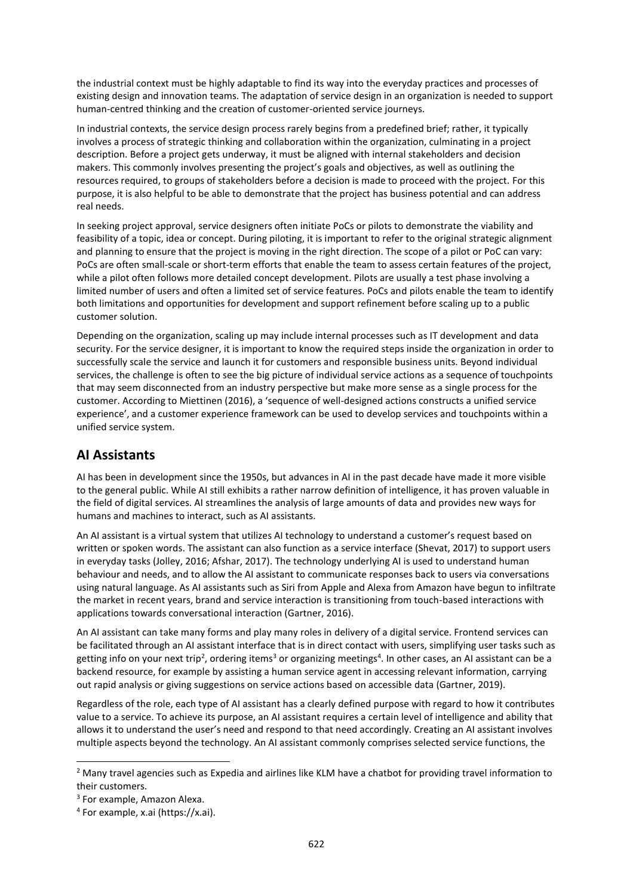the industrial context must be highly adaptable to find its way into the everyday practices and processes of existing design and innovation teams. The adaptation of service design in an organization is needed to support human-centred thinking and the creation of customer-oriented service journeys.

In industrial contexts, the service design process rarely begins from a predefined brief; rather, it typically involves a process of strategic thinking and collaboration within the organization, culminating in a project description. Before a project gets underway, it must be aligned with internal stakeholders and decision makers. This commonly involves presenting the project's goals and objectives, as well as outlining the resources required, to groups of stakeholders before a decision is made to proceed with the project. For this purpose, it is also helpful to be able to demonstrate that the project has business potential and can address real needs.

In seeking project approval, service designers often initiate PoCs or pilots to demonstrate the viability and feasibility of a topic, idea or concept. During piloting, it is important to refer to the original strategic alignment and planning to ensure that the project is moving in the right direction. The scope of a pilot or PoC can vary: PoCs are often small-scale or short-term efforts that enable the team to assess certain features of the project, while a pilot often follows more detailed concept development. Pilots are usually a test phase involving a limited number of users and often a limited set of service features. PoCs and pilots enable the team to identify both limitations and opportunities for development and support refinement before scaling up to a public customer solution.

Depending on the organization, scaling up may include internal processes such as IT development and data security. For the service designer, it is important to know the required steps inside the organization in order to successfully scale the service and launch it for customers and responsible business units. Beyond individual services, the challenge is often to see the big picture of individual service actions as a sequence of touchpoints that may seem disconnected from an industry perspective but make more sense as a single process for the customer. According to Miettinen (2016), a 'sequence of well-designed actions constructs a unified service experience', and a customer experience framework can be used to develop services and touchpoints within a unified service system.

## AI Assistants

AI has been in development since the 1950s, but advances in AI in the past decade have made it more visible to the general public. While AI still exhibits a rather narrow definition of intelligence, it has proven valuable in the field of digital services. AI streamlines the analysis of large amounts of data and provides new ways for humans and machines to interact, such as AI assistants.

An AI assistant is a virtual system that utilizes AI technology to understand a customer's request based on written or spoken words. The assistant can also function as a service interface (Shevat, 2017) to support users in everyday tasks (Jolley, 2016; Afshar, 2017). The technology underlying AI is used to understand human behaviour and needs, and to allow the AI assistant to communicate responses back to users via conversations using natural language. As AI assistants such as Siri from Apple and Alexa from Amazon have begun to infiltrate the market in recent years, brand and service interaction is transitioning from touch-based interactions with applications towards conversational interaction (Gartner, 2016).

An AI assistant can take many forms and play many roles in delivery of a digital service. Frontend services can be facilitated through an AI assistant interface that is in direct contact with users, simplifying user tasks such as getting info on your next trip[2], ordering items[3] or organizing meetings[4]. In other cases, an AI assistant can be a backend resource, for example by assisting a human service agent in accessing relevant information, carrying out rapid analysis or giving suggestions on service actions based on accessible data (Gartner, 2019).

Regardless of the role, each type of AI assistant has a clearly defined purpose with regard to how it contributes value to a service. To achieve its purpose, an AI assistant requires a certain level of intelligence and ability that allows it to understand the user's need and respond to that need accordingly. Creating an AI assistant involves multiple aspects beyond the technology. An AI assistant commonly comprises selected service functions, the

---

[2] Many travel agencies such as Expedia and airlines like KLM have a chatbot for providing travel information to their customers.

[3] For example, Amazon Alexa.

[4] For example, x.ai (https://x.ai).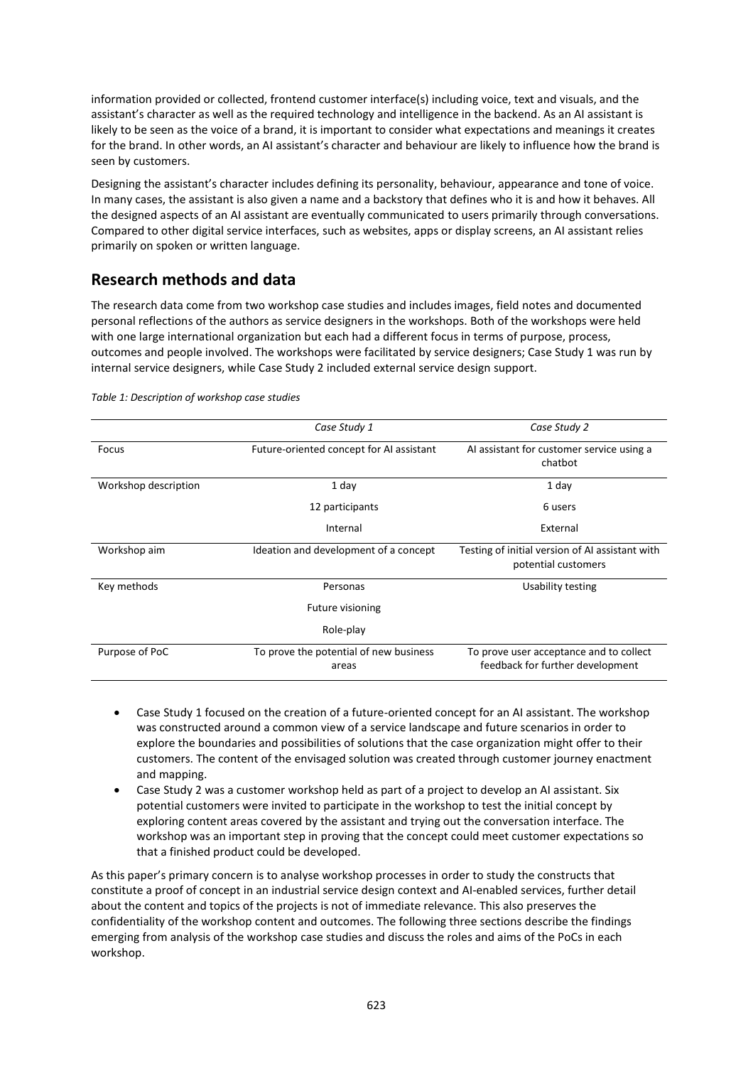information provided or collected, frontend customer interface(s) including voice, text and visuals, and the assistant's character as well as the required technology and intelligence in the backend. As an AI assistant is likely to be seen as the voice of a brand, it is important to consider what expectations and meanings it creates for the brand. In other words, an AI assistant's character and behaviour are likely to influence how the brand is seen by customers.

Designing the assistant's character includes defining its personality, behaviour, appearance and tone of voice. In many cases, the assistant is also given a name and a backstory that defines who it is and how it behaves. All the designed aspects of an AI assistant are eventually communicated to users primarily through conversations. Compared to other digital service interfaces, such as websites, apps or display screens, an AI assistant relies primarily on spoken or written language.

## Research methods and data

The research data come from two workshop case studies and includes images, field notes and documented personal reflections of the authors as service designers in the workshops. Both of the workshops were held with one large international organization but each had a different focus in terms of purpose, process, outcomes and people involved. The workshops were facilitated by service designers; Case Study 1 was run by internal service designers, while Case Study 2 included external service design support.

*Table 1: Description of workshop case studies*

| | *Case Study 1* | *Case Study 2* |
|---|---|---|
| Focus | Future-oriented concept for AI assistant | AI assistant for customer service using a chatbot |
| Workshop description | 1 day | 1 day |
| | 12 participants | 6 users |
| | Internal | External |
| Workshop aim | Ideation and development of a concept | Testing of initial version of AI assistant with potential customers |
| Key methods | Personas | Usability testing |
| | Future visioning | |
| | Role-play | |
| Purpose of PoC | To prove the potential of new business areas | To prove user acceptance and to collect feedback for further development |

- Case Study 1 focused on the creation of a future-oriented concept for an AI assistant. The workshop was constructed around a common view of a service landscape and future scenarios in order to explore the boundaries and possibilities of solutions that the case organization might offer to their customers. The content of the envisaged solution was created through customer journey enactment and mapping.
- Case Study 2 was a customer workshop held as part of a project to develop an AI assistant. Six potential customers were invited to participate in the workshop to test the initial concept by exploring content areas covered by the assistant and trying out the conversation interface. The workshop was an important step in proving that the concept could meet customer expectations so that a finished product could be developed.

As this paper's primary concern is to analyse workshop processes in order to study the constructs that constitute a proof of concept in an industrial service design context and AI-enabled services, further detail about the content and topics of the projects is not of immediate relevance. This also preserves the confidentiality of the workshop content and outcomes. The following three sections describe the findings emerging from analysis of the workshop case studies and discuss the roles and aims of the PoCs in each workshop.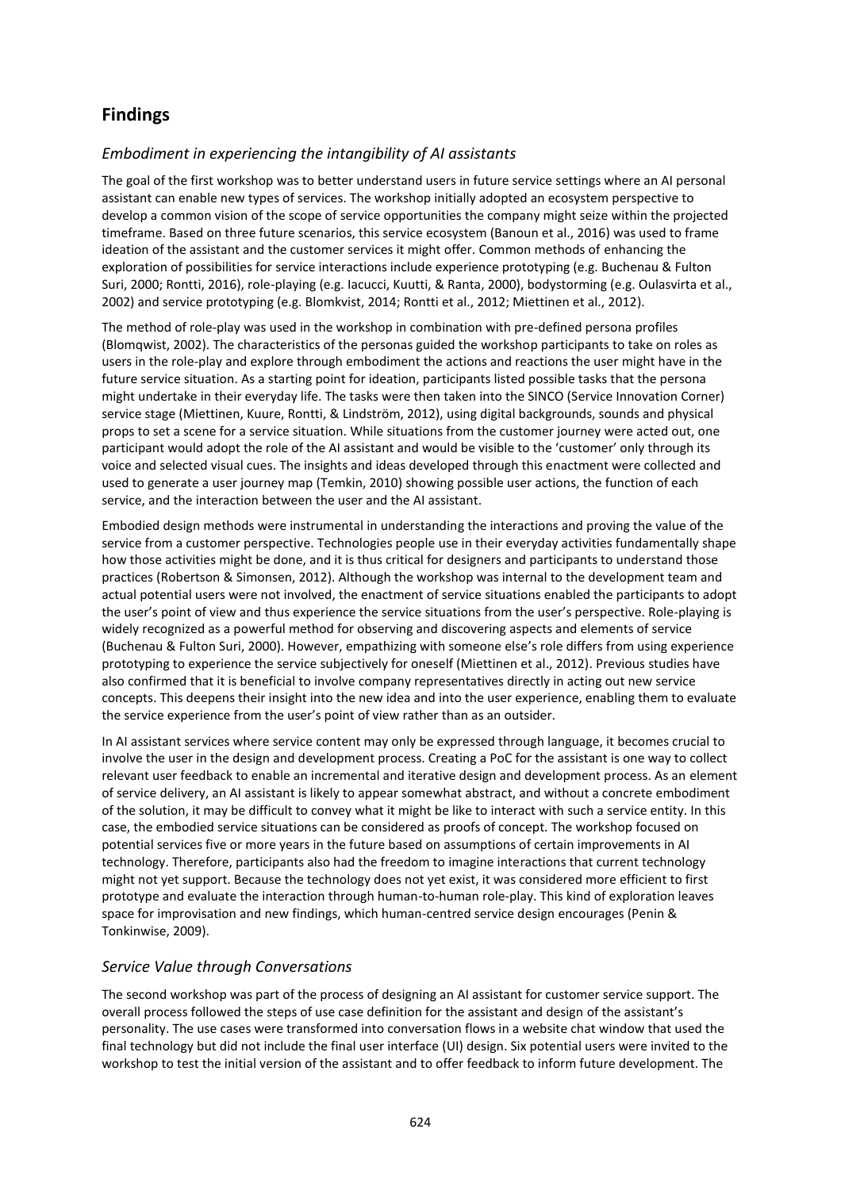## Findings

### *Embodiment in experiencing the intangibility of AI assistants*

The goal of the first workshop was to better understand users in future service settings where an AI personal assistant can enable new types of services. The workshop initially adopted an ecosystem perspective to develop a common vision of the scope of service opportunities the company might seize within the projected timeframe. Based on three future scenarios, this service ecosystem (Banoun et al., 2016) was used to frame ideation of the assistant and the customer services it might offer. Common methods of enhancing the exploration of possibilities for service interactions include experience prototyping (e.g. Buchenau & Fulton Suri, 2000; Rontti, 2016), role-playing (e.g. Iacucci, Kuutti, & Ranta, 2000), bodystorming (e.g. Oulasvirta et al., 2002) and service prototyping (e.g. Blomkvist, 2014; Rontti et al., 2012; Miettinen et al., 2012).

The method of role-play was used in the workshop in combination with pre-defined persona profiles (Blomqwist, 2002). The characteristics of the personas guided the workshop participants to take on roles as users in the role-play and explore through embodiment the actions and reactions the user might have in the future service situation. As a starting point for ideation, participants listed possible tasks that the persona might undertake in their everyday life. The tasks were then taken into the SINCO (Service Innovation Corner) service stage (Miettinen, Kuure, Rontti, & Lindström, 2012), using digital backgrounds, sounds and physical props to set a scene for a service situation. While situations from the customer journey were acted out, one participant would adopt the role of the AI assistant and would be visible to the 'customer' only through its voice and selected visual cues. The insights and ideas developed through this enactment were collected and used to generate a user journey map (Temkin, 2010) showing possible user actions, the function of each service, and the interaction between the user and the AI assistant.

Embodied design methods were instrumental in understanding the interactions and proving the value of the service from a customer perspective. Technologies people use in their everyday activities fundamentally shape how those activities might be done, and it is thus critical for designers and participants to understand those practices (Robertson & Simonsen, 2012). Although the workshop was internal to the development team and actual potential users were not involved, the enactment of service situations enabled the participants to adopt the user's point of view and thus experience the service situations from the user's perspective. Role-playing is widely recognized as a powerful method for observing and discovering aspects and elements of service (Buchenau & Fulton Suri, 2000). However, empathizing with someone else's role differs from using experience prototyping to experience the service subjectively for oneself (Miettinen et al., 2012). Previous studies have also confirmed that it is beneficial to involve company representatives directly in acting out new service concepts. This deepens their insight into the new idea and into the user experience, enabling them to evaluate the service experience from the user's point of view rather than as an outsider.

In AI assistant services where service content may only be expressed through language, it becomes crucial to involve the user in the design and development process. Creating a PoC for the assistant is one way to collect relevant user feedback to enable an incremental and iterative design and development process. As an element of service delivery, an AI assistant is likely to appear somewhat abstract, and without a concrete embodiment of the solution, it may be difficult to convey what it might be like to interact with such a service entity. In this case, the embodied service situations can be considered as proofs of concept. The workshop focused on potential services five or more years in the future based on assumptions of certain improvements in AI technology. Therefore, participants also had the freedom to imagine interactions that current technology might not yet support. Because the technology does not yet exist, it was considered more efficient to first prototype and evaluate the interaction through human-to-human role-play. This kind of exploration leaves space for improvisation and new findings, which human-centred service design encourages (Penin & Tonkinwise, 2009).

### *Service Value through Conversations*

The second workshop was part of the process of designing an AI assistant for customer service support. The overall process followed the steps of use case definition for the assistant and design of the assistant's personality. The use cases were transformed into conversation flows in a website chat window that used the final technology but did not include the final user interface (UI) design. Six potential users were invited to the workshop to test the initial version of the assistant and to offer feedback to inform future development. The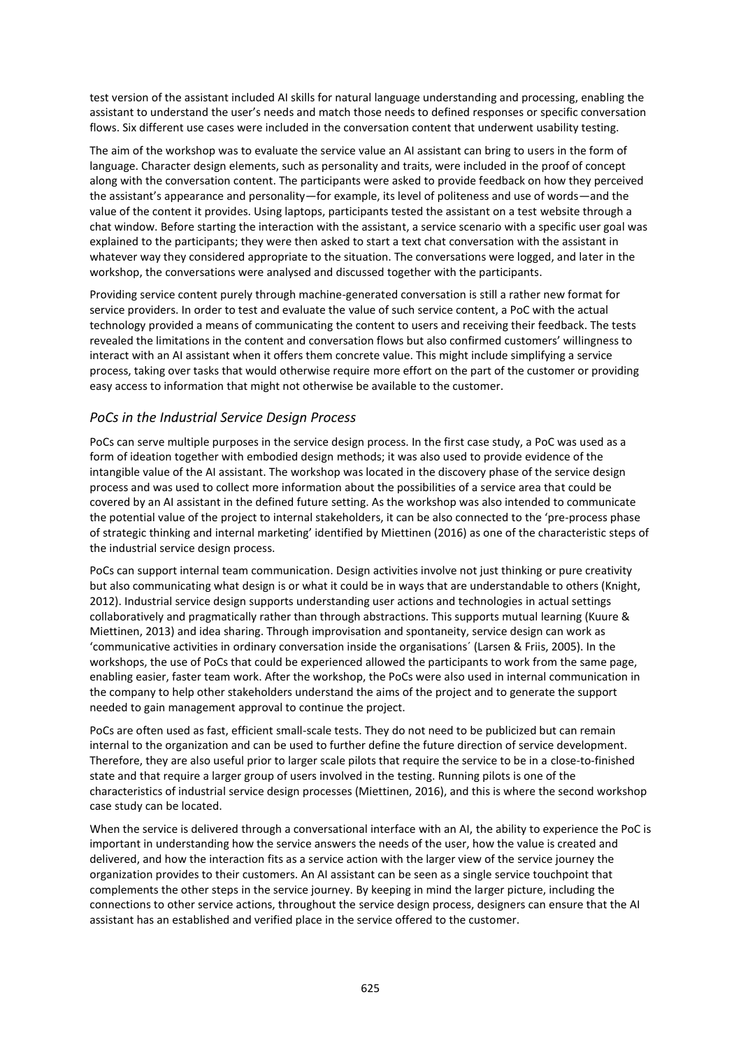test version of the assistant included AI skills for natural language understanding and processing, enabling the assistant to understand the user's needs and match those needs to defined responses or specific conversation flows. Six different use cases were included in the conversation content that underwent usability testing.

The aim of the workshop was to evaluate the service value an AI assistant can bring to users in the form of language. Character design elements, such as personality and traits, were included in the proof of concept along with the conversation content. The participants were asked to provide feedback on how they perceived the assistant's appearance and personality—for example, its level of politeness and use of words—and the value of the content it provides. Using laptops, participants tested the assistant on a test website through a chat window. Before starting the interaction with the assistant, a service scenario with a specific user goal was explained to the participants; they were then asked to start a text chat conversation with the assistant in whatever way they considered appropriate to the situation. The conversations were logged, and later in the workshop, the conversations were analysed and discussed together with the participants.

Providing service content purely through machine-generated conversation is still a rather new format for service providers. In order to test and evaluate the value of such service content, a PoC with the actual technology provided a means of communicating the content to users and receiving their feedback. The tests revealed the limitations in the content and conversation flows but also confirmed customers' willingness to interact with an AI assistant when it offers them concrete value. This might include simplifying a service process, taking over tasks that would otherwise require more effort on the part of the customer or providing easy access to information that might not otherwise be available to the customer.

## *PoCs in the Industrial Service Design Process*

PoCs can serve multiple purposes in the service design process. In the first case study, a PoC was used as a form of ideation together with embodied design methods; it was also used to provide evidence of the intangible value of the AI assistant. The workshop was located in the discovery phase of the service design process and was used to collect more information about the possibilities of a service area that could be covered by an AI assistant in the defined future setting. As the workshop was also intended to communicate the potential value of the project to internal stakeholders, it can be also connected to the 'pre-process phase of strategic thinking and internal marketing' identified by Miettinen (2016) as one of the characteristic steps of the industrial service design process.

PoCs can support internal team communication. Design activities involve not just thinking or pure creativity but also communicating what design is or what it could be in ways that are understandable to others (Knight, 2012). Industrial service design supports understanding user actions and technologies in actual settings collaboratively and pragmatically rather than through abstractions. This supports mutual learning (Kuure & Miettinen, 2013) and idea sharing. Through improvisation and spontaneity, service design can work as 'communicative activities in ordinary conversation inside the organisations´ (Larsen & Friis, 2005). In the workshops, the use of PoCs that could be experienced allowed the participants to work from the same page, enabling easier, faster team work. After the workshop, the PoCs were also used in internal communication in the company to help other stakeholders understand the aims of the project and to generate the support needed to gain management approval to continue the project.

PoCs are often used as fast, efficient small-scale tests. They do not need to be publicized but can remain internal to the organization and can be used to further define the future direction of service development. Therefore, they are also useful prior to larger scale pilots that require the service to be in a close-to-finished state and that require a larger group of users involved in the testing. Running pilots is one of the characteristics of industrial service design processes (Miettinen, 2016), and this is where the second workshop case study can be located.

When the service is delivered through a conversational interface with an AI, the ability to experience the PoC is important in understanding how the service answers the needs of the user, how the value is created and delivered, and how the interaction fits as a service action with the larger view of the service journey the organization provides to their customers. An AI assistant can be seen as a single service touchpoint that complements the other steps in the service journey. By keeping in mind the larger picture, including the connections to other service actions, throughout the service design process, designers can ensure that the AI assistant has an established and verified place in the service offered to the customer.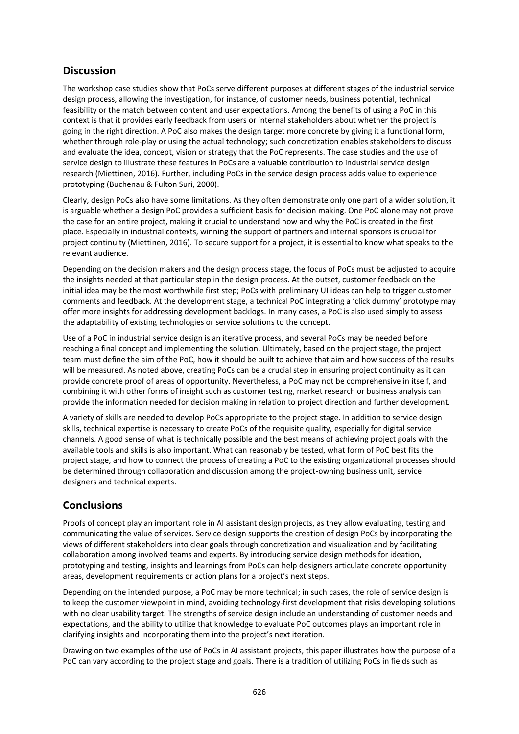## Discussion

The workshop case studies show that PoCs serve different purposes at different stages of the industrial service design process, allowing the investigation, for instance, of customer needs, business potential, technical feasibility or the match between content and user expectations. Among the benefits of using a PoC in this context is that it provides early feedback from users or internal stakeholders about whether the project is going in the right direction. A PoC also makes the design target more concrete by giving it a functional form, whether through role-play or using the actual technology; such concretization enables stakeholders to discuss and evaluate the idea, concept, vision or strategy that the PoC represents. The case studies and the use of service design to illustrate these features in PoCs are a valuable contribution to industrial service design research (Miettinen, 2016). Further, including PoCs in the service design process adds value to experience prototyping (Buchenau & Fulton Suri, 2000).

Clearly, design PoCs also have some limitations. As they often demonstrate only one part of a wider solution, it is arguable whether a design PoC provides a sufficient basis for decision making. One PoC alone may not prove the case for an entire project, making it crucial to understand how and why the PoC is created in the first place. Especially in industrial contexts, winning the support of partners and internal sponsors is crucial for project continuity (Miettinen, 2016). To secure support for a project, it is essential to know what speaks to the relevant audience.

Depending on the decision makers and the design process stage, the focus of PoCs must be adjusted to acquire the insights needed at that particular step in the design process. At the outset, customer feedback on the initial idea may be the most worthwhile first step; PoCs with preliminary UI ideas can help to trigger customer comments and feedback. At the development stage, a technical PoC integrating a 'click dummy' prototype may offer more insights for addressing development backlogs. In many cases, a PoC is also used simply to assess the adaptability of existing technologies or service solutions to the concept.

Use of a PoC in industrial service design is an iterative process, and several PoCs may be needed before reaching a final concept and implementing the solution. Ultimately, based on the project stage, the project team must define the aim of the PoC, how it should be built to achieve that aim and how success of the results will be measured. As noted above, creating PoCs can be a crucial step in ensuring project continuity as it can provide concrete proof of areas of opportunity. Nevertheless, a PoC may not be comprehensive in itself, and combining it with other forms of insight such as customer testing, market research or business analysis can provide the information needed for decision making in relation to project direction and further development.

A variety of skills are needed to develop PoCs appropriate to the project stage. In addition to service design skills, technical expertise is necessary to create PoCs of the requisite quality, especially for digital service channels. A good sense of what is technically possible and the best means of achieving project goals with the available tools and skills is also important. What can reasonably be tested, what form of PoC best fits the project stage, and how to connect the process of creating a PoC to the existing organizational processes should be determined through collaboration and discussion among the project-owning business unit, service designers and technical experts.

## Conclusions

Proofs of concept play an important role in AI assistant design projects, as they allow evaluating, testing and communicating the value of services. Service design supports the creation of design PoCs by incorporating the views of different stakeholders into clear goals through concretization and visualization and by facilitating collaboration among involved teams and experts. By introducing service design methods for ideation, prototyping and testing, insights and learnings from PoCs can help designers articulate concrete opportunity areas, development requirements or action plans for a project's next steps.

Depending on the intended purpose, a PoC may be more technical; in such cases, the role of service design is to keep the customer viewpoint in mind, avoiding technology-first development that risks developing solutions with no clear usability target. The strengths of service design include an understanding of customer needs and expectations, and the ability to utilize that knowledge to evaluate PoC outcomes plays an important role in clarifying insights and incorporating them into the project's next iteration.

Drawing on two examples of the use of PoCs in AI assistant projects, this paper illustrates how the purpose of a PoC can vary according to the project stage and goals. There is a tradition of utilizing PoCs in fields such as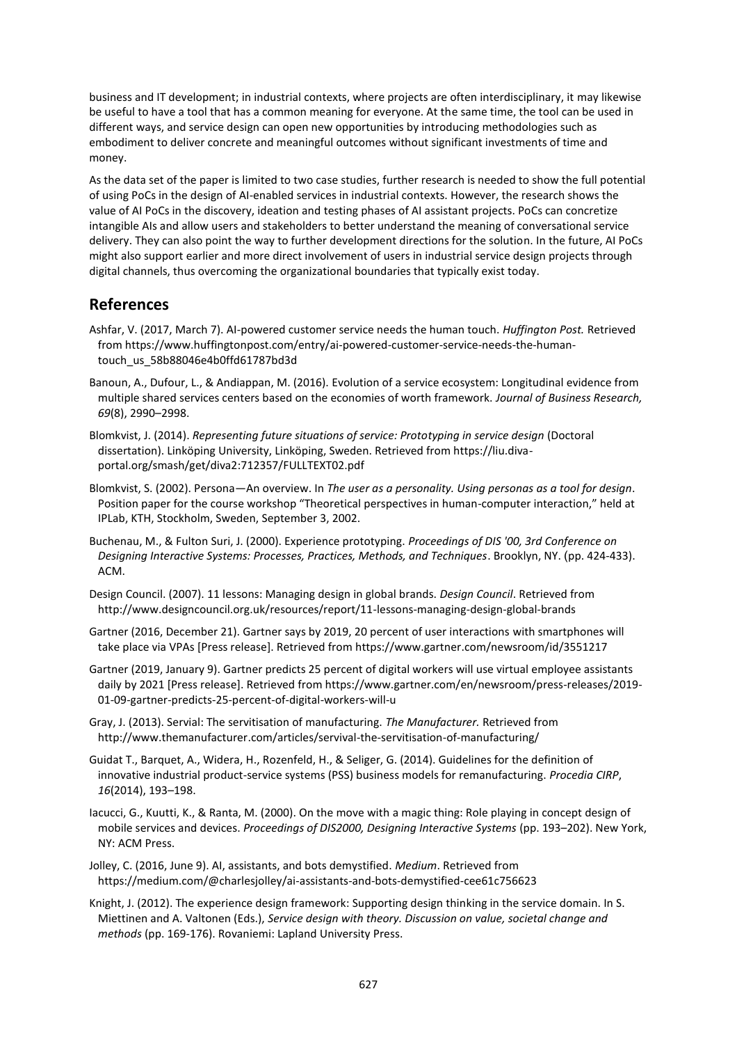business and IT development; in industrial contexts, where projects are often interdisciplinary, it may likewise be useful to have a tool that has a common meaning for everyone. At the same time, the tool can be used in different ways, and service design can open new opportunities by introducing methodologies such as embodiment to deliver concrete and meaningful outcomes without significant investments of time and money.

As the data set of the paper is limited to two case studies, further research is needed to show the full potential of using PoCs in the design of AI-enabled services in industrial contexts. However, the research shows the value of AI PoCs in the discovery, ideation and testing phases of AI assistant projects. PoCs can concretize intangible AIs and allow users and stakeholders to better understand the meaning of conversational service delivery. They can also point the way to further development directions for the solution. In the future, AI PoCs might also support earlier and more direct involvement of users in industrial service design projects through digital channels, thus overcoming the organizational boundaries that typically exist today.

## References

Ashfar, V. (2017, March 7). AI-powered customer service needs the human touch. *Huffington Post.* Retrieved from https://www.huffingtonpost.com/entry/ai-powered-customer-service-needs-the-human-touch_us_58b88046e4b0ffd61787bd3d

Banoun, A., Dufour, L., & Andiappan, M. (2016). Evolution of a service ecosystem: Longitudinal evidence from multiple shared services centers based on the economies of worth framework. *Journal of Business Research, 69*(8), 2990–2998.

Blomkvist, J. (2014). *Representing future situations of service: Prototyping in service design* (Doctoral dissertation). Linköping University, Linköping, Sweden. Retrieved from https://liu.diva-portal.org/smash/get/diva2:712357/FULLTEXT02.pdf

Blomkvist, S. (2002). Persona—An overview. In *The user as a personality. Using personas as a tool for design*. Position paper for the course workshop "Theoretical perspectives in human-computer interaction," held at IPLab, KTH, Stockholm, Sweden, September 3, 2002.

Buchenau, M., & Fulton Suri, J. (2000). Experience prototyping. *Proceedings of DIS '00, 3rd Conference on Designing Interactive Systems: Processes, Practices, Methods, and Techniques*. Brooklyn, NY. (pp. 424-433). ACM.

Design Council. (2007). 11 lessons: Managing design in global brands. *Design Council*. Retrieved from http://www.designcouncil.org.uk/resources/report/11-lessons-managing-design-global-brands

Gartner (2016, December 21). Gartner says by 2019, 20 percent of user interactions with smartphones will take place via VPAs [Press release]. Retrieved from https://www.gartner.com/newsroom/id/3551217

Gartner (2019, January 9). Gartner predicts 25 percent of digital workers will use virtual employee assistants daily by 2021 [Press release]. Retrieved from https://www.gartner.com/en/newsroom/press-releases/2019-01-09-gartner-predicts-25-percent-of-digital-workers-will-u

Gray, J. (2013). Servial: The servitisation of manufacturing. *The Manufacturer.* Retrieved from http://www.themanufacturer.com/articles/servival-the-servitisation-of-manufacturing/

Guidat T., Barquet, A., Widera, H., Rozenfeld, H., & Seliger, G. (2014). Guidelines for the definition of innovative industrial product-service systems (PSS) business models for remanufacturing. *Procedia CIRP*, *16*(2014), 193–198.

Iacucci, G., Kuutti, K., & Ranta, M. (2000). On the move with a magic thing: Role playing in concept design of mobile services and devices. *Proceedings of DIS2000, Designing Interactive Systems* (pp. 193–202). New York, NY: ACM Press.

Jolley, C. (2016, June 9). AI, assistants, and bots demystified. *Medium*. Retrieved from https://medium.com/@charlesjolley/ai-assistants-and-bots-demystified-cee61c756623

Knight, J. (2012). The experience design framework: Supporting design thinking in the service domain. In S. Miettinen and A. Valtonen (Eds.), *Service design with theory. Discussion on value, societal change and methods* (pp. 169-176). Rovaniemi: Lapland University Press.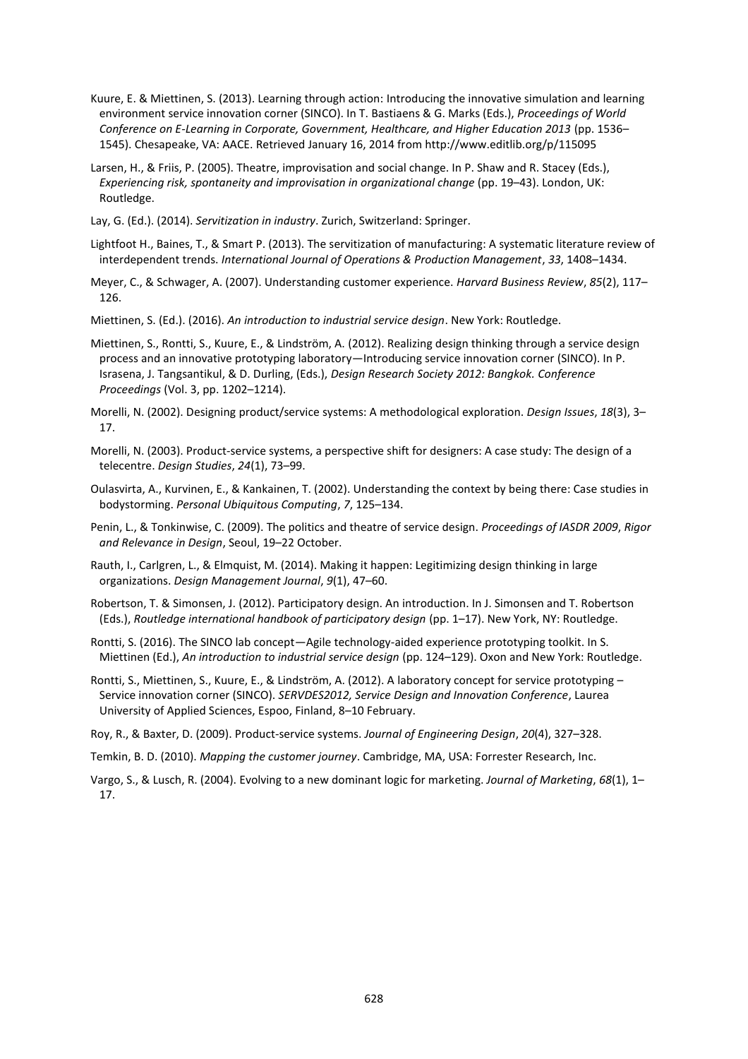Kuure, E. & Miettinen, S. (2013). Learning through action: Introducing the innovative simulation and learning environment service innovation corner (SINCO). In T. Bastiaens & G. Marks (Eds.), *Proceedings of World Conference on E-Learning in Corporate, Government, Healthcare, and Higher Education 2013* (pp. 1536–1545). Chesapeake, VA: AACE. Retrieved January 16, 2014 from http://www.editlib.org/p/115095

Larsen, H., & Friis, P. (2005). Theatre, improvisation and social change. In P. Shaw and R. Stacey (Eds.), *Experiencing risk, spontaneity and improvisation in organizational change* (pp. 19–43). London, UK: Routledge.

Lay, G. (Ed.). (2014). *Servitization in industry*. Zurich, Switzerland: Springer.

Lightfoot H., Baines, T., & Smart P. (2013). The servitization of manufacturing: A systematic literature review of interdependent trends. *International Journal of Operations & Production Management*, *33*, 1408–1434.

Meyer, C., & Schwager, A. (2007). Understanding customer experience. *Harvard Business Review*, *85*(2), 117–126.

Miettinen, S. (Ed.). (2016). *An introduction to industrial service design*. New York: Routledge.

Miettinen, S., Rontti, S., Kuure, E., & Lindström, A. (2012). Realizing design thinking through a service design process and an innovative prototyping laboratory—Introducing service innovation corner (SINCO). In P. Israsena, J. Tangsantikul, & D. Durling, (Eds.), *Design Research Society 2012: Bangkok. Conference Proceedings* (Vol. 3, pp. 1202–1214).

Morelli, N. (2002). Designing product/service systems: A methodological exploration. *Design Issues*, *18*(3), 3–17.

Morelli, N. (2003). Product-service systems, a perspective shift for designers: A case study: The design of a telecentre. *Design Studies*, *24*(1), 73–99.

Oulasvirta, A., Kurvinen, E., & Kankainen, T. (2002). Understanding the context by being there: Case studies in bodystorming. *Personal Ubiquitous Computing*, *7*, 125–134.

Penin, L., & Tonkinwise, C. (2009). The politics and theatre of service design. *Proceedings of IASDR 2009*, *Rigor and Relevance in Design*, Seoul, 19–22 October.

Rauth, I., Carlgren, L., & Elmquist, M. (2014). Making it happen: Legitimizing design thinking in large organizations. *Design Management Journal*, *9*(1), 47–60.

Robertson, T. & Simonsen, J. (2012). Participatory design. An introduction. In J. Simonsen and T. Robertson (Eds.), *Routledge international handbook of participatory design* (pp. 1–17). New York, NY: Routledge.

Rontti, S. (2016). The SINCO lab concept—Agile technology-aided experience prototyping toolkit. In S. Miettinen (Ed.), *An introduction to industrial service design* (pp. 124–129). Oxon and New York: Routledge.

Rontti, S., Miettinen, S., Kuure, E., & Lindström, A. (2012). A laboratory concept for service prototyping – Service innovation corner (SINCO). *SERVDES2012, Service Design and Innovation Conference*, Laurea University of Applied Sciences, Espoo, Finland, 8–10 February.

Roy, R., & Baxter, D. (2009). Product-service systems. *Journal of Engineering Design*, *20*(4), 327–328.

Temkin, B. D. (2010). *Mapping the customer journey*. Cambridge, MA, USA: Forrester Research, Inc.

Vargo, S., & Lusch, R. (2004). Evolving to a new dominant logic for marketing. *Journal of Marketing*, *68*(1), 1–17.